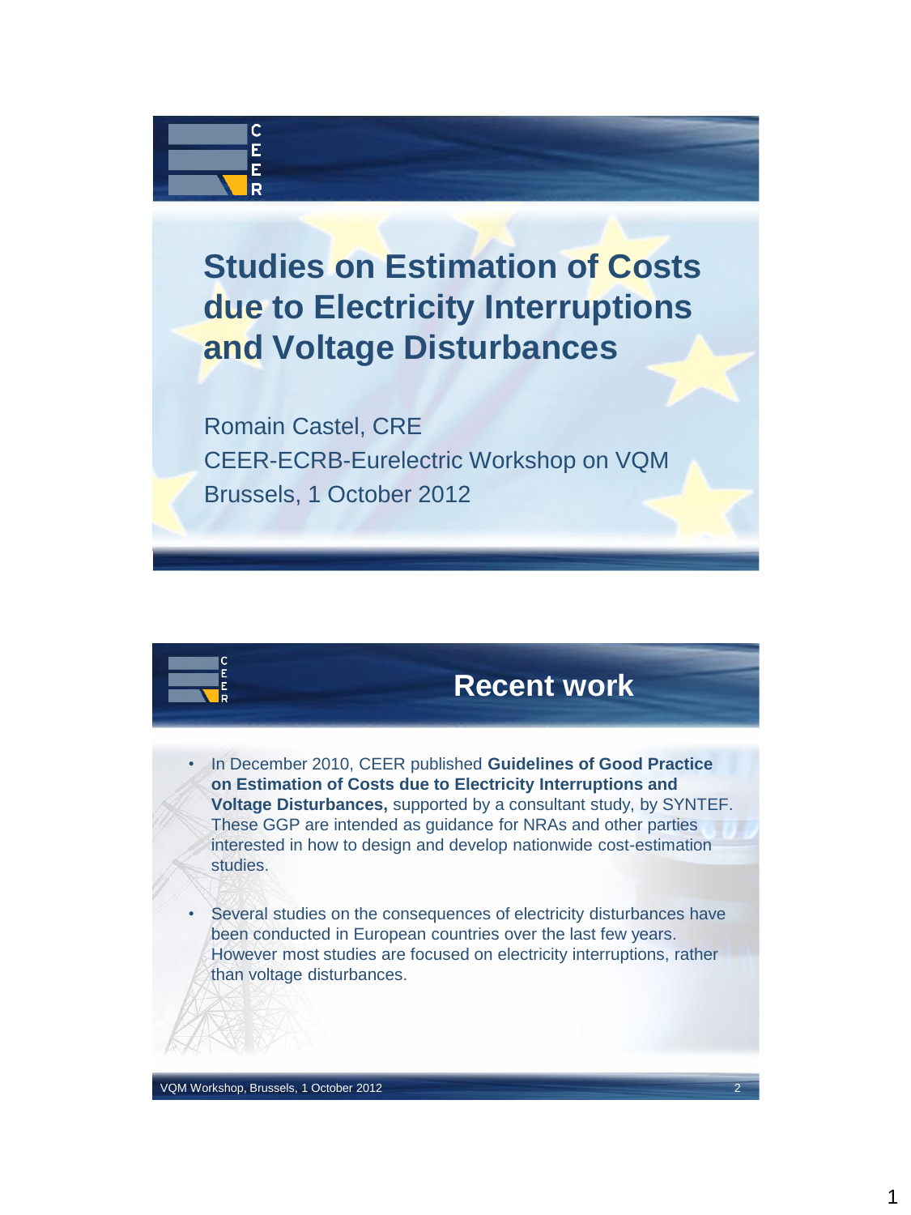# Studies on Estimation of Costs due to Electricity Interruptions and Voltage Disturbances

Romain Castel, CRE

CEER-ECRB-Eurelectric Workshop on VQM

Brussels, 1 October 2012

## Recent work

- In December 2010, CEER published **Guidelines of Good Practice on Estimation of Costs due to Electricity Interruptions and Voltage Disturbances,** supported by a consultant study, by SYNTEF. These GGP are intended as guidance for NRAs and other parties interested in how to design and develop nationwide cost-estimation studies.
- Several studies on the consequences of electricity disturbances have been conducted in European countries over the last few years. However most studies are focused on electricity interruptions, rather than voltage disturbances.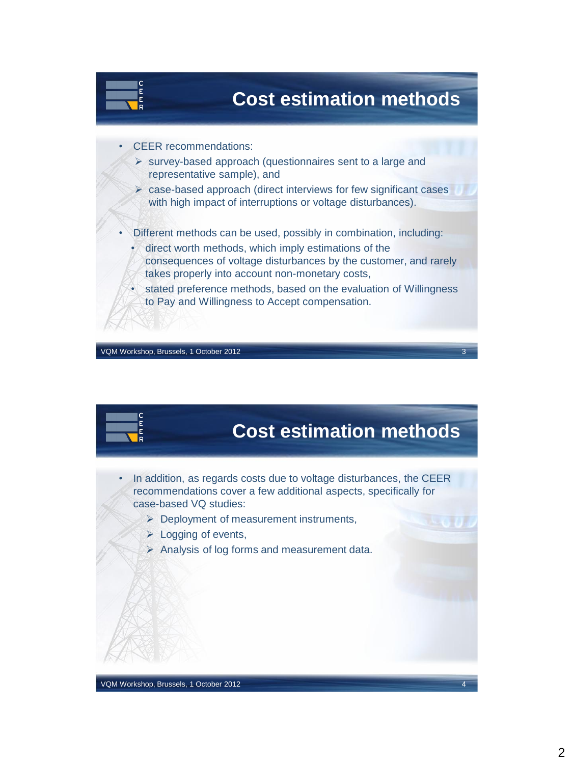## Cost estimation methods

- CEER recommendations:
  - ➢ survey-based approach (questionnaires sent to a large and representative sample), and
  - ➢ case-based approach (direct interviews for few significant cases with high impact of interruptions or voltage disturbances).
- Different methods can be used, possibly in combination, including:
  - direct worth methods, which imply estimations of the consequences of voltage disturbances by the customer, and rarely takes properly into account non-monetary costs,
  - stated preference methods, based on the evaluation of Willingness to Pay and Willingness to Accept compensation.

## Cost estimation methods

- In addition, as regards costs due to voltage disturbances, the CEER recommendations cover a few additional aspects, specifically for case-based VQ studies:
  - ➢ Deployment of measurement instruments,
  - ➢ Logging of events,
  - ➢ Analysis of log forms and measurement data.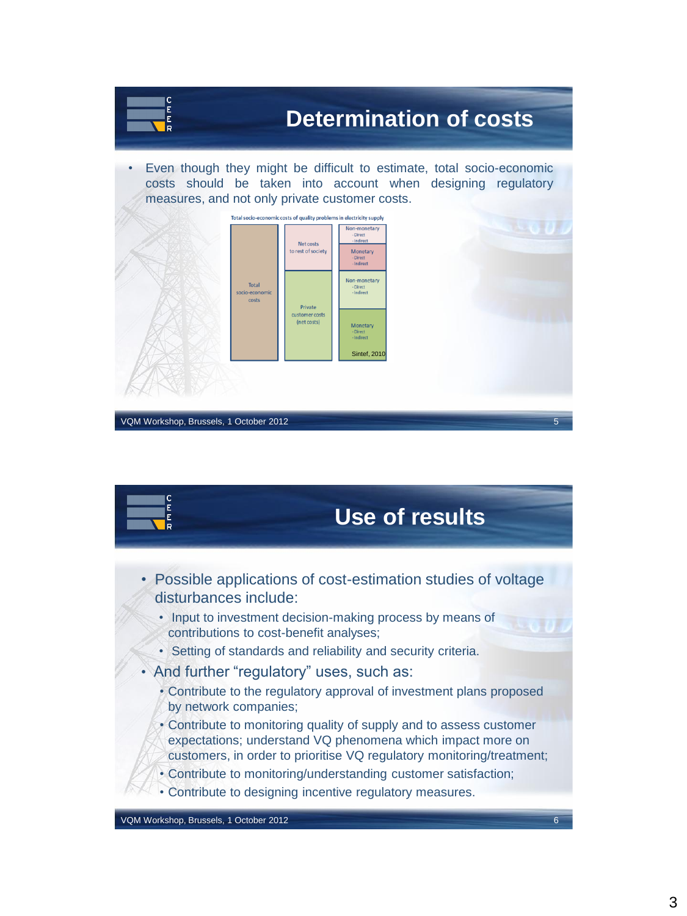## Determination of costs

- Even though they might be difficult to estimate, total socio-economic costs should be taken into account when designing regulatory measures, and not only private customer costs.

Total socio-economic costs of quality problems in electricity supply

| Total socio-economic costs | Net costs to rest of society | Non-monetary - Direct - Indirect |
|---|---|---|
| | | Monetary - Direct - Indirect |
| | Private customer costs (net costs) | Non-monetary - Direct - Indirect |
| | | Monetary - Direct - Indirect |

Sintef, 2010

## Use of results

- Possible applications of cost-estimation studies of voltage disturbances include:
  - Input to investment decision-making process by means of contributions to cost-benefit analyses;
  - Setting of standards and reliability and security criteria.
- And further "regulatory" uses, such as:
  - Contribute to the regulatory approval of investment plans proposed by network companies;
  - Contribute to monitoring quality of supply and to assess customer expectations; understand VQ phenomena which impact more on customers, in order to prioritise VQ regulatory monitoring/treatment;
  - Contribute to monitoring/understanding customer satisfaction;
  - Contribute to designing incentive regulatory measures.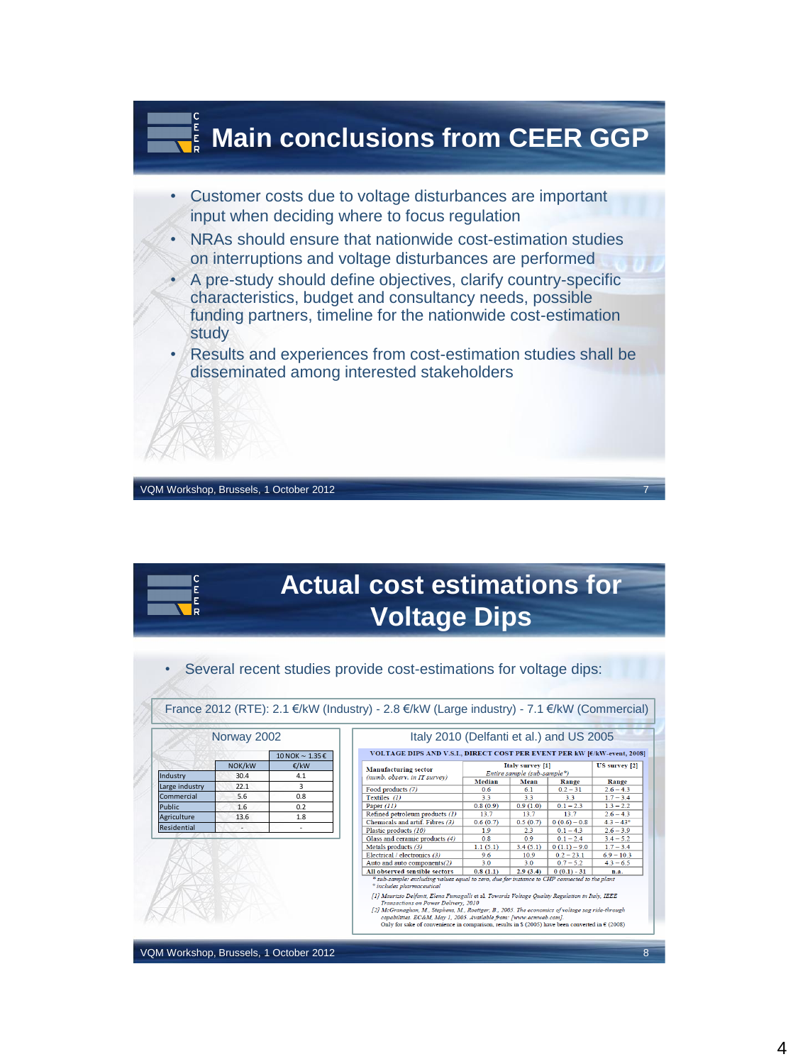# Main conclusions from CEER GGP

- Customer costs due to voltage disturbances are important input when deciding where to focus regulation
- NRAs should ensure that nationwide cost-estimation studies on interruptions and voltage disturbances are performed
- A pre-study should define objectives, clarify country-specific characteristics, budget and consultancy needs, possible funding partners, timeline for the nationwide cost-estimation study
- Results and experiences from cost-estimation studies shall be disseminated among interested stakeholders

# Actual cost estimations for Voltage Dips

- Several recent studies provide cost-estimations for voltage dips:

France 2012 (RTE): 2.1 €/kW (Industry) - 2.8 €/kW (Large industry) - 7.1 €/kW (Commercial)

**Norway 2002**

| | NOK/kW | €/kW (10 NOK ~ 1.35 €) |
|---|---|---|
| Industry | 30.4 | 4.1 |
| Large industry | 22.1 | 3 |
| Commercial | 5.6 | 0.8 |
| Public | 1.6 | 0.2 |
| Agriculture | 13.6 | 1.8 |
| Residential | - | - |

**Italy 2010 (Delfanti et al.) and US 2005**

VOLTAGE DIPS AND V.S.I., DIRECT COST PER EVENT PER kW [€/kW-event, 2008]

| Manufacturing sector (numb. observ. in IT survey) | Italy survey [1] Entire sample (sub-sample*) | | | US survey [2] |
|---|---|---|---|---|
| | Median | Mean | Range | Range |
| Food products (7) | 0.6 | 6.1 | 0.2 – 31 | 2.6 – 4.3 |
| Textiles (1) | 3.3 | 3.3 | 3.3 | 1.7 – 3.4 |
| Paper (11) | 0.8 (0.9) | 0.9 (1.0) | 0.1 – 2.3 | 1.3 – 2.2 |
| Refined petroleum products (1) | 13.7 | 13.7 | 13.7 | 2.6 – 4.3 |
| Chemicals and artif. Fibres (3) | 0.6 (0.7) | 0.5 (0.7) | 0 (0.6) – 0.8 | 4.3 – 43° |
| Plastic products (10) | 1.9 | 2.3 | 0.1 – 4.3 | 2.6 – 3.9 |
| Glass and ceramic products (4) | 0.8 | 0.9 | 0.1 – 2.4 | 3.4 – 5.2 |
| Metals products (3) | 1.1 (5.1) | 3.4 (5.1) | 0 (1.1) – 9.0 | 1.7 – 3.4 |
| Electrical / electronics (3) | 9.6 | 10.9 | 0.2 – 23.1 | 6.9 – 10.3 |
| Auto and auto components (2) | 3.0 | 3.0 | 0.7 – 5.2 | 4.3 – 6.5 |
| All observed sensible sectors | 0.8 (1.1) | 2.9 (3.4) | 0 (0.1) - 31 | n.a. |

\* sub-sample: excluding values equal to zero, due for instance to CHP connected to the plant
° includes pharmaceutical

[1] Maurizio Delfanti, Elena Fumagalli et al. Towards Voltage Quality Regulation in Italy, IEEE Transactions on Power Delivery, 2010

[2] McGranaghan, M., Stephens, M., Roettger, B., 2005. The economics of voltage sag ride-through capabilities. EC&M, May 1, 2005. Available from: [www.ecmweb.com]

Only for sake of convenience in comparison, results in $ (2005) have been converted in € (2008)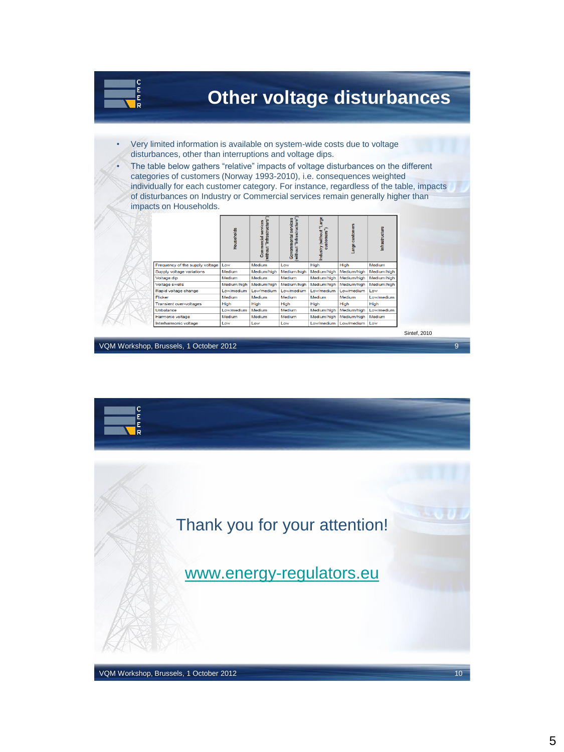# Other voltage disturbances

- Very limited information is available on system-wide costs due to voltage disturbances, other than interruptions and voltage dips.
- The table below gathers “relative” impacts of voltage disturbances on the different categories of customers (Norway 1993-2010), i.e. consequences weighted individually for each customer category. For instance, regardless of the table, impacts of disturbances on Industry or Commercial services remain generally higher than impacts on Households.

| | Households | Commercial services (without "Infrastructure") | Governmental services (without "Infrastructure") | Industry (without "Large customers") | Large customers | Infrastructure |
|---|---|---|---|---|---|---|
| Frequency of the supply voltage | Low | Medium | Low | High | High | Medium |
| Supply voltage variations | Medium | Medium/high | Medium/high | Medium/high | Medium/high | Medium/high |
| Voltage dip | Medium | Medium | Medium | Medium/high | Medium/high | Medium/high |
| Voltage swells | Medium/high | Medium/high | Medium/high | Medium/high | Medium/high | Medium/high |
| Rapid voltage change | Low/medium | Low/medium | Low/medium | Low/medium | Low/medium | Low |
| Flicker | Medium | Medium | Medium | Medium | Medium | Low/medium |
| Transient over-voltages | High | High | High | High | High | High |
| Unbalance | Low/medium | Medium | Medium | Medium/high | Medium/high | Low/medium |
| Harmonic voltage | Medium | Medium | Medium | Medium/high | Medium/high | Medium |
| Interharmonic voltage | Low | Low | Low | Low/medium | Low/medium | Low |

Sintef, 2010

Thank you for your attention!

www.energy-regulators.eu